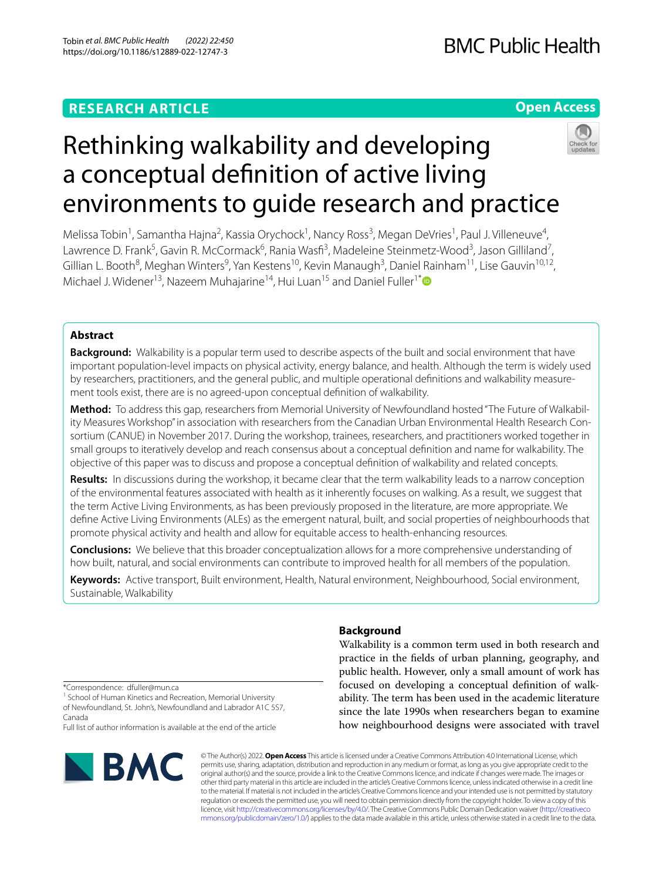RESEARCH ARTICLE

Open Access

# Rethinking walkability and developing a conceptual definition of active living environments to guide research and practice

Melissa Tobin[1], Samantha Hajna[2], Kassia Orychock[1], Nancy Ross[3], Megan DeVries[1], Paul J. Villeneuve[4], Lawrence D. Frank[5], Gavin R. McCormack[6], Rania Wasfi[3], Madeleine Steinmetz-Wood[3], Jason Gilliland[7], Gillian L. Booth[8], Meghan Winters[9], Yan Kestens[10], Kevin Manaugh[3], Daniel Rainham[11], Lise Gauvin[10,12], Michael J. Widener[13], Nazeem Muhajarine[14], Hui Luan[15] and Daniel Fuller[1*]

## Abstract

**Background:** Walkability is a popular term used to describe aspects of the built and social environment that have important population-level impacts on physical activity, energy balance, and health. Although the term is widely used by researchers, practitioners, and the general public, and multiple operational definitions and walkability measurement tools exist, there are is no agreed-upon conceptual definition of walkability.

**Method:** To address this gap, researchers from Memorial University of Newfoundland hosted "The Future of Walkability Measures Workshop" in association with researchers from the Canadian Urban Environmental Health Research Consortium (CANUE) in November 2017. During the workshop, trainees, researchers, and practitioners worked together in small groups to iteratively develop and reach consensus about a conceptual definition and name for walkability. The objective of this paper was to discuss and propose a conceptual definition of walkability and related concepts.

**Results:** In discussions during the workshop, it became clear that the term walkability leads to a narrow conception of the environmental features associated with health as it inherently focuses on walking. As a result, we suggest that the term Active Living Environments, as has been previously proposed in the literature, are more appropriate. We define Active Living Environments (ALEs) as the emergent natural, built, and social properties of neighbourhoods that promote physical activity and health and allow for equitable access to health-enhancing resources.

**Conclusions:** We believe that this broader conceptualization allows for a more comprehensive understanding of how built, natural, and social environments can contribute to improved health for all members of the population.

**Keywords:** Active transport, Built environment, Health, Natural environment, Neighbourhood, Social environment, Sustainable, Walkability

## Background

Walkability is a common term used in both research and practice in the fields of urban planning, geography, and public health. However, only a small amount of work has focused on developing a conceptual definition of walkability. The term has been used in the academic literature since the late 1990s when researchers began to examine how neighbourhood designs were associated with travel

*Correspondence: dfuller@mun.ca

[1] School of Human Kinetics and Recreation, Memorial University of Newfoundland, St. John's, Newfoundland and Labrador A1C 5S7, Canada

Full list of author information is available at the end of the article

© The Author(s) 2022. **Open Access** This article is licensed under a Creative Commons Attribution 4.0 International License, which permits use, sharing, adaptation, distribution and reproduction in any medium or format, as long as you give appropriate credit to the original author(s) and the source, provide a link to the Creative Commons licence, and indicate if changes were made. The images or other third party material in this article are included in the article's Creative Commons licence, unless indicated otherwise in a credit line to the material. If material is not included in the article's Creative Commons licence and your intended use is not permitted by statutory regulation or exceeds the permitted use, you will need to obtain permission directly from the copyright holder. To view a copy of this licence, visit http://creativecommons.org/licenses/by/4.0/. The Creative Commons Public Domain Dedication waiver (http://creativecommons.org/publicdomain/zero/1.0/) applies to the data made available in this article, unless otherwise stated in a credit line to the data.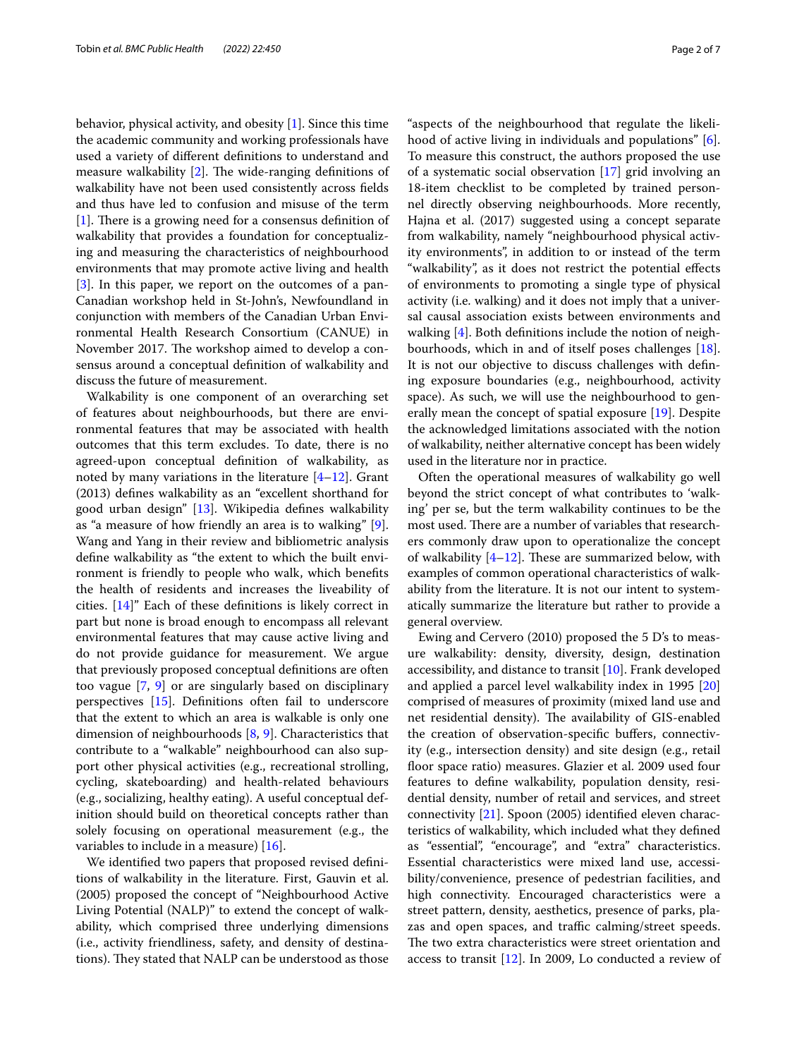behavior, physical activity, and obesity [1]. Since this time the academic community and working professionals have used a variety of different definitions to understand and measure walkability [2]. The wide-ranging definitions of walkability have not been used consistently across fields and thus have led to confusion and misuse of the term [1]. There is a growing need for a consensus definition of walkability that provides a foundation for conceptualizing and measuring the characteristics of neighbourhood environments that may promote active living and health [3]. In this paper, we report on the outcomes of a pan-Canadian workshop held in St-John's, Newfoundland in conjunction with members of the Canadian Urban Environmental Health Research Consortium (CANUE) in November 2017. The workshop aimed to develop a consensus around a conceptual definition of walkability and discuss the future of measurement.

Walkability is one component of an overarching set of features about neighbourhoods, but there are environmental features that may be associated with health outcomes that this term excludes. To date, there is no agreed-upon conceptual definition of walkability, as noted by many variations in the literature [4–12]. Grant (2013) defines walkability as an "excellent shorthand for good urban design" [13]. Wikipedia defines walkability as "a measure of how friendly an area is to walking" [9]. Wang and Yang in their review and bibliometric analysis define walkability as "the extent to which the built environment is friendly to people who walk, which benefits the health of residents and increases the liveability of cities. [14]" Each of these definitions is likely correct in part but none is broad enough to encompass all relevant environmental features that may cause active living and do not provide guidance for measurement. We argue that previously proposed conceptual definitions are often too vague [7, 9] or are singularly based on disciplinary perspectives [15]. Definitions often fail to underscore that the extent to which an area is walkable is only one dimension of neighbourhoods [8, 9]. Characteristics that contribute to a "walkable" neighbourhood can also support other physical activities (e.g., recreational strolling, cycling, skateboarding) and health-related behaviours (e.g., socializing, healthy eating). A useful conceptual definition should build on theoretical concepts rather than solely focusing on operational measurement (e.g., the variables to include in a measure) [16].

We identified two papers that proposed revised definitions of walkability in the literature. First, Gauvin et al. (2005) proposed the concept of "Neighbourhood Active Living Potential (NALP)" to extend the concept of walkability, which comprised three underlying dimensions (i.e., activity friendliness, safety, and density of destinations). They stated that NALP can be understood as those "aspects of the neighbourhood that regulate the likelihood of active living in individuals and populations" [6]. To measure this construct, the authors proposed the use of a systematic social observation [17] grid involving an 18-item checklist to be completed by trained personnel directly observing neighbourhoods. More recently, Hajna et al. (2017) suggested using a concept separate from walkability, namely "neighbourhood physical activity environments", in addition to or instead of the term "walkability", as it does not restrict the potential effects of environments to promoting a single type of physical activity (i.e. walking) and it does not imply that a universal causal association exists between environments and walking [4]. Both definitions include the notion of neighbourhoods, which in and of itself poses challenges [18]. It is not our objective to discuss challenges with defining exposure boundaries (e.g., neighbourhood, activity space). As such, we will use the neighbourhood to generally mean the concept of spatial exposure [19]. Despite the acknowledged limitations associated with the notion of walkability, neither alternative concept has been widely used in the literature nor in practice.

Often the operational measures of walkability go well beyond the strict concept of what contributes to 'walking' per se, but the term walkability continues to be the most used. There are a number of variables that researchers commonly draw upon to operationalize the concept of walkability [4–12]. These are summarized below, with examples of common operational characteristics of walkability from the literature. It is not our intent to systematically summarize the literature but rather to provide a general overview.

Ewing and Cervero (2010) proposed the 5 D's to measure walkability: density, diversity, design, destination accessibility, and distance to transit [10]. Frank developed and applied a parcel level walkability index in 1995 [20] comprised of measures of proximity (mixed land use and net residential density). The availability of GIS-enabled the creation of observation-specific buffers, connectivity (e.g., intersection density) and site design (e.g., retail floor space ratio) measures. Glazier et al. 2009 used four features to define walkability, population density, residential density, number of retail and services, and street connectivity [21]. Spoon (2005) identified eleven characteristics of walkability, which included what they defined as "essential", "encourage", and "extra" characteristics. Essential characteristics were mixed land use, accessibility/convenience, presence of pedestrian facilities, and high connectivity. Encouraged characteristics were a street pattern, density, aesthetics, presence of parks, plazas and open spaces, and traffic calming/street speeds. The two extra characteristics were street orientation and access to transit [12]. In 2009, Lo conducted a review of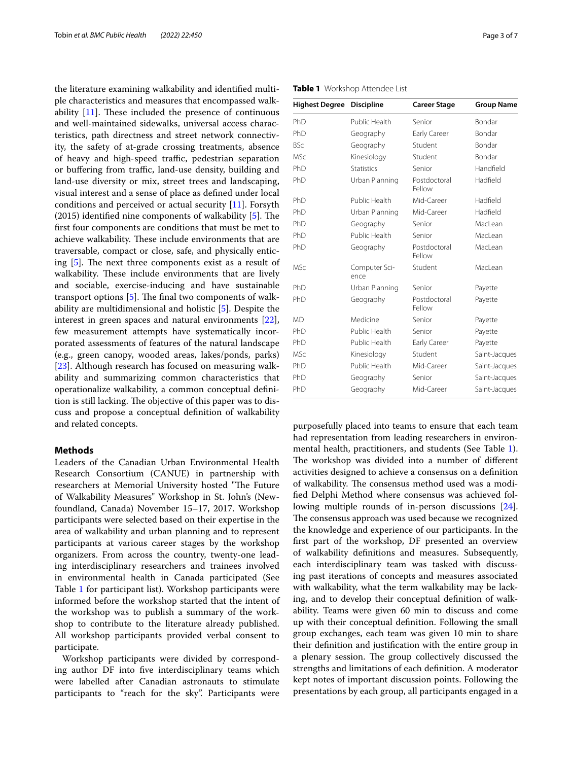the literature examining walkability and identified multiple characteristics and measures that encompassed walkability [11]. These included the presence of continuous and well-maintained sidewalks, universal access characteristics, path directness and street network connectivity, the safety of at-grade crossing treatments, absence of heavy and high-speed traffic, pedestrian separation or buffering from traffic, land-use density, building and land-use diversity or mix, street trees and landscaping, visual interest and a sense of place as defined under local conditions and perceived or actual security [11]. Forsyth (2015) identified nine components of walkability [5]. The first four components are conditions that must be met to achieve walkability. These include environments that are traversable, compact or close, safe, and physically enticing [5]. The next three components exist as a result of walkability. These include environments that are lively and sociable, exercise-inducing and have sustainable transport options [5]. The final two components of walkability are multidimensional and holistic [5]. Despite the interest in green spaces and natural environments [22], few measurement attempts have systematically incorporated assessments of features of the natural landscape (e.g., green canopy, wooded areas, lakes/ponds, parks) [23]. Although research has focused on measuring walkability and summarizing common characteristics that operationalize walkability, a common conceptual definition is still lacking. The objective of this paper was to discuss and propose a conceptual definition of walkability and related concepts.

## Methods

Leaders of the Canadian Urban Environmental Health Research Consortium (CANUE) in partnership with researchers at Memorial University hosted "The Future of Walkability Measures" Workshop in St. John's (Newfoundland, Canada) November 15–17, 2017. Workshop participants were selected based on their expertise in the area of walkability and urban planning and to represent participants at various career stages by the workshop organizers. From across the country, twenty-one leading interdisciplinary researchers and trainees involved in environmental health in Canada participated (See Table 1 for participant list). Workshop participants were informed before the workshop started that the intent of the workshop was to publish a summary of the workshop to contribute to the literature already published. All workshop participants provided verbal consent to participate.

Workshop participants were divided by corresponding author DF into five interdisciplinary teams which were labelled after Canadian astronauts to stimulate participants to "reach for the sky". Participants were purposefully placed into teams to ensure that each team had representation from leading researchers in environmental health, practitioners, and students (See Table 1). The workshop was divided into a number of different activities designed to achieve a consensus on a definition of walkability. The consensus method used was a modified Delphi Method where consensus was achieved following multiple rounds of in-person discussions [24]. The consensus approach was used because we recognized the knowledge and experience of our participants. In the first part of the workshop, DF presented an overview of walkability definitions and measures. Subsequently, each interdisciplinary team was tasked with discussing past iterations of concepts and measures associated with walkability, what the term walkability may be lacking, and to develop their conceptual definition of walkability. Teams were given 60 min to discuss and come up with their conceptual definition. Following the small group exchanges, each team was given 10 min to share their definition and justification with the entire group in a plenary session. The group collectively discussed the strengths and limitations of each definition. A moderator kept notes of important discussion points. Following the presentations by each group, all participants engaged in a

**Table 1** Workshop Attendee List

| Highest Degree | Discipline | Career Stage | Group Name |
|---|---|---|---|
| PhD | Public Health | Senior | Bondar |
| PhD | Geography | Early Career | Bondar |
| BSc | Geography | Student | Bondar |
| MSc | Kinesiology | Student | Bondar |
| PhD | Statistics | Senior | Handfield |
| PhD | Urban Planning | Postdoctoral Fellow | Hadfield |
| PhD | Public Health | Mid-Career | Hadfield |
| PhD | Urban Planning | Mid-Career | Hadfield |
| PhD | Geography | Senior | MacLean |
| PhD | Public Health | Senior | MacLean |
| PhD | Geography | Postdoctoral Fellow | MacLean |
| MSc | Computer Science | Student | MacLean |
| PhD | Urban Planning | Senior | Payette |
| PhD | Geography | Postdoctoral Fellow | Payette |
| MD | Medicine | Senior | Payette |
| PhD | Public Health | Senior | Payette |
| PhD | Public Health | Early Career | Payette |
| MSc | Kinesiology | Student | Saint-Jacques |
| PhD | Public Health | Mid-Career | Saint-Jacques |
| PhD | Geography | Senior | Saint-Jacques |
| PhD | Geography | Mid-Career | Saint-Jacques |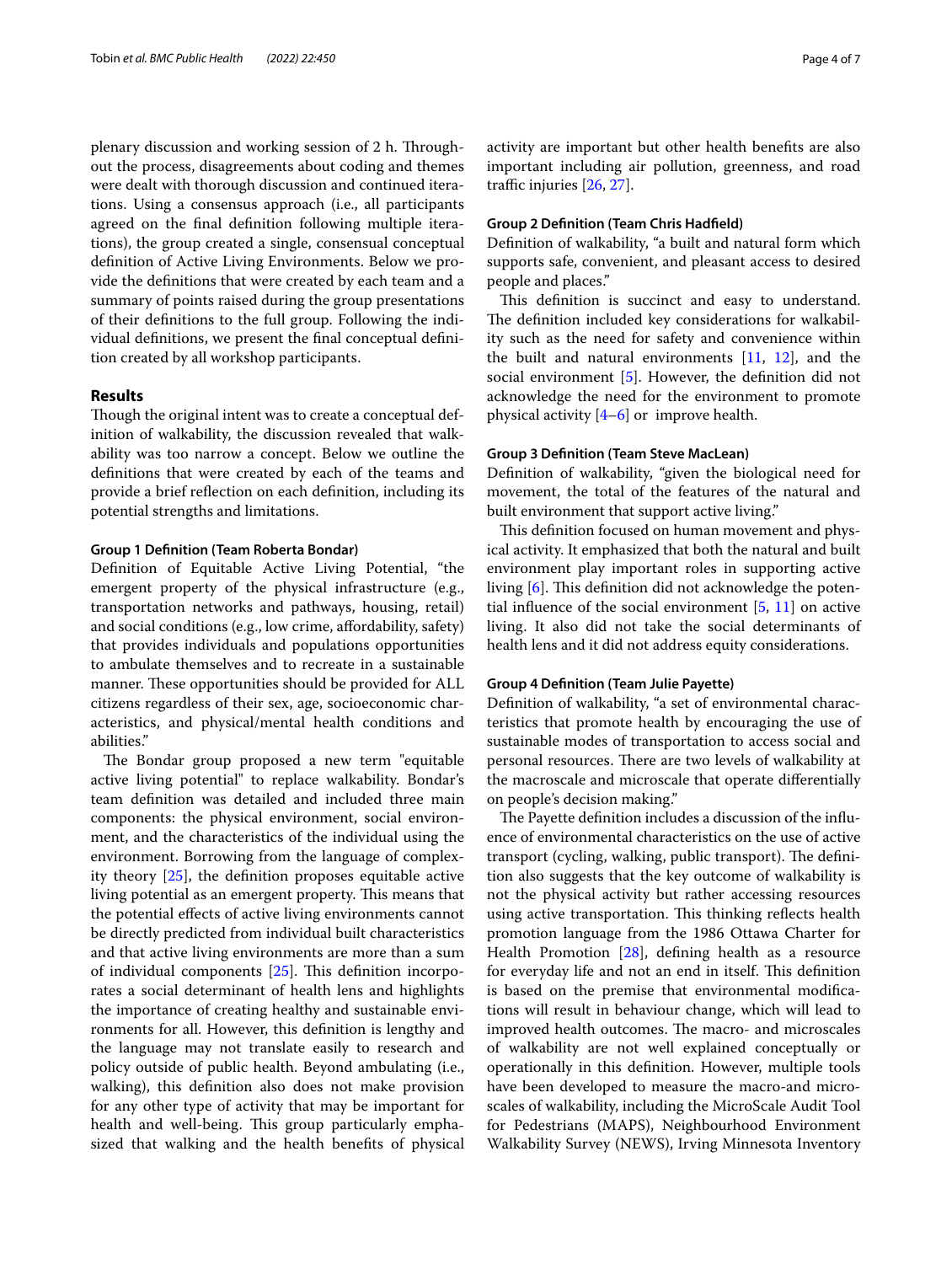plenary discussion and working session of 2 h. Throughout the process, disagreements about coding and themes were dealt with thorough discussion and continued iterations. Using a consensus approach (i.e., all participants agreed on the final definition following multiple iterations), the group created a single, consensual conceptual definition of Active Living Environments. Below we provide the definitions that were created by each team and a summary of points raised during the group presentations of their definitions to the full group. Following the individual definitions, we present the final conceptual definition created by all workshop participants.

## Results

Though the original intent was to create a conceptual definition of walkability, the discussion revealed that walkability was too narrow a concept. Below we outline the definitions that were created by each of the teams and provide a brief reflection on each definition, including its potential strengths and limitations.

### Group 1 Definition (Team Roberta Bondar)

Definition of Equitable Active Living Potential, "the emergent property of the physical infrastructure (e.g., transportation networks and pathways, housing, retail) and social conditions (e.g., low crime, affordability, safety) that provides individuals and populations opportunities to ambulate themselves and to recreate in a sustainable manner. These opportunities should be provided for ALL citizens regardless of their sex, age, socioeconomic characteristics, and physical/mental health conditions and abilities."

The Bondar group proposed a new term "equitable active living potential" to replace walkability. Bondar's team definition was detailed and included three main components: the physical environment, social environment, and the characteristics of the individual using the environment. Borrowing from the language of complexity theory [25], the definition proposes equitable active living potential as an emergent property. This means that the potential effects of active living environments cannot be directly predicted from individual built characteristics and that active living environments are more than a sum of individual components [25]. This definition incorporates a social determinant of health lens and highlights the importance of creating healthy and sustainable environments for all. However, this definition is lengthy and the language may not translate easily to research and policy outside of public health. Beyond ambulating (i.e., walking), this definition also does not make provision for any other type of activity that may be important for health and well-being. This group particularly emphasized that walking and the health benefits of physical activity are important but other health benefits are also important including air pollution, greenness, and road traffic injuries [26, 27].

### Group 2 Definition (Team Chris Hadfield)

Definition of walkability, "a built and natural form which supports safe, convenient, and pleasant access to desired people and places."

This definition is succinct and easy to understand. The definition included key considerations for walkability such as the need for safety and convenience within the built and natural environments [11, 12], and the social environment [5]. However, the definition did not acknowledge the need for the environment to promote physical activity [4–6] or improve health.

### Group 3 Definition (Team Steve MacLean)

Definition of walkability, "given the biological need for movement, the total of the features of the natural and built environment that support active living."

This definition focused on human movement and physical activity. It emphasized that both the natural and built environment play important roles in supporting active living [6]. This definition did not acknowledge the potential influence of the social environment [5, 11] on active living. It also did not take the social determinants of health lens and it did not address equity considerations.

### Group 4 Definition (Team Julie Payette)

Definition of walkability, "a set of environmental characteristics that promote health by encouraging the use of sustainable modes of transportation to access social and personal resources. There are two levels of walkability at the macroscale and microscale that operate differentially on people's decision making."

The Payette definition includes a discussion of the influence of environmental characteristics on the use of active transport (cycling, walking, public transport). The definition also suggests that the key outcome of walkability is not the physical activity but rather accessing resources using active transportation. This thinking reflects health promotion language from the 1986 Ottawa Charter for Health Promotion [28], defining health as a resource for everyday life and not an end in itself. This definition is based on the premise that environmental modifications will result in behaviour change, which will lead to improved health outcomes. The macro- and microscales of walkability are not well explained conceptually or operationally in this definition. However, multiple tools have been developed to measure the macro-and microscales of walkability, including the MicroScale Audit Tool for Pedestrians (MAPS), Neighbourhood Environment Walkability Survey (NEWS), Irving Minnesota Inventory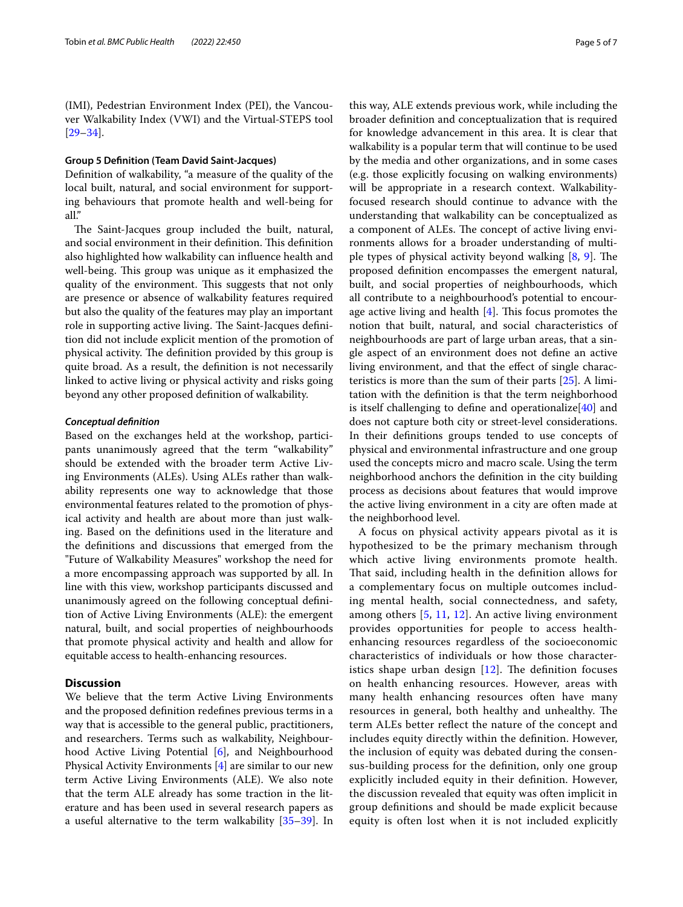(IMI), Pedestrian Environment Index (PEI), the Vancouver Walkability Index (VWI) and the Virtual-STEPS tool [29–34].

#### Group 5 Definition (Team David Saint-Jacques)

Definition of walkability, "a measure of the quality of the local built, natural, and social environment for supporting behaviours that promote health and well-being for all."

The Saint-Jacques group included the built, natural, and social environment in their definition. This definition also highlighted how walkability can influence health and well-being. This group was unique as it emphasized the quality of the environment. This suggests that not only are presence or absence of walkability features required but also the quality of the features may play an important role in supporting active living. The Saint-Jacques definition did not include explicit mention of the promotion of physical activity. The definition provided by this group is quite broad. As a result, the definition is not necessarily linked to active living or physical activity and risks going beyond any other proposed definition of walkability.

#### *Conceptual definition*

Based on the exchanges held at the workshop, participants unanimously agreed that the term "walkability" should be extended with the broader term Active Living Environments (ALEs). Using ALEs rather than walkability represents one way to acknowledge that those environmental features related to the promotion of physical activity and health are about more than just walking. Based on the definitions used in the literature and the definitions and discussions that emerged from the "Future of Walkability Measures" workshop the need for a more encompassing approach was supported by all. In line with this view, workshop participants discussed and unanimously agreed on the following conceptual definition of Active Living Environments (ALE): the emergent natural, built, and social properties of neighbourhoods that promote physical activity and health and allow for equitable access to health-enhancing resources.

## Discussion

We believe that the term Active Living Environments and the proposed definition redefines previous terms in a way that is accessible to the general public, practitioners, and researchers. Terms such as walkability, Neighbourhood Active Living Potential [6], and Neighbourhood Physical Activity Environments [4] are similar to our new term Active Living Environments (ALE). We also note that the term ALE already has some traction in the literature and has been used in several research papers as a useful alternative to the term walkability [35–39]. In this way, ALE extends previous work, while including the broader definition and conceptualization that is required for knowledge advancement in this area. It is clear that walkability is a popular term that will continue to be used by the media and other organizations, and in some cases (e.g. those explicitly focusing on walking environments) will be appropriate in a research context. Walkability-focused research should continue to advance with the understanding that walkability can be conceptualized as a component of ALEs. The concept of active living environments allows for a broader understanding of multiple types of physical activity beyond walking [8, 9]. The proposed definition encompasses the emergent natural, built, and social properties of neighbourhoods, which all contribute to a neighbourhood's potential to encourage active living and health [4]. This focus promotes the notion that built, natural, and social characteristics of neighbourhoods are part of large urban areas, that a single aspect of an environment does not define an active living environment, and that the effect of single characteristics is more than the sum of their parts [25]. A limitation with the definition is that the term neighborhood is itself challenging to define and operationalize[40] and does not capture both city or street-level considerations. In their definitions groups tended to use concepts of physical and environmental infrastructure and one group used the concepts micro and macro scale. Using the term neighborhood anchors the definition in the city building process as decisions about features that would improve the active living environment in a city are often made at the neighborhood level.

A focus on physical activity appears pivotal as it is hypothesized to be the primary mechanism through which active living environments promote health. That said, including health in the definition allows for a complementary focus on multiple outcomes including mental health, social connectedness, and safety, among others [5, 11, 12]. An active living environment provides opportunities for people to access health-enhancing resources regardless of the socioeconomic characteristics of individuals or how those characteristics shape urban design [12]. The definition focuses on health enhancing resources. However, areas with many health enhancing resources often have many resources in general, both healthy and unhealthy. The term ALEs better reflect the nature of the concept and includes equity directly within the definition. However, the inclusion of equity was debated during the consensus-building process for the definition, only one group explicitly included equity in their definition. However, the discussion revealed that equity was often implicit in group definitions and should be made explicit because equity is often lost when it is not included explicitly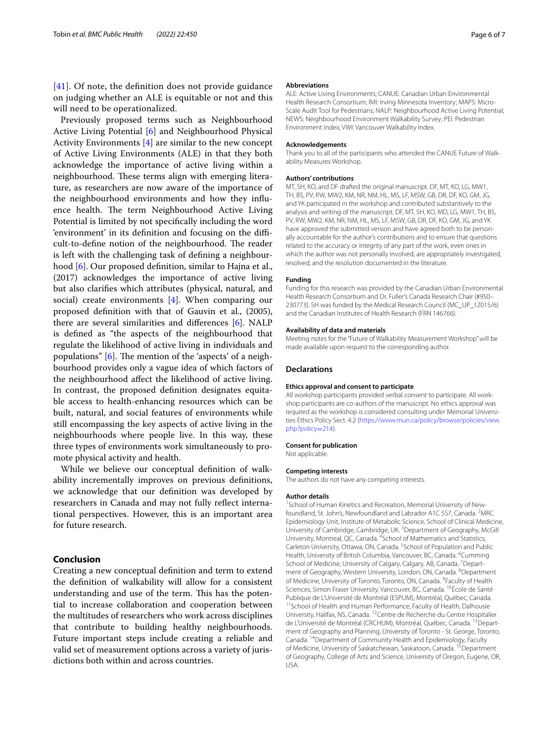[41]. Of note, the definition does not provide guidance on judging whether an ALE is equitable or not and this will need to be operationalized.

Previously proposed terms such as Neighbourhood Active Living Potential [6] and Neighbourhood Physical Activity Environments [4] are similar to the new concept of Active Living Environments (ALE) in that they both acknowledge the importance of active living within a neighbourhood. These terms align with emerging literature, as researchers are now aware of the importance of the neighbourhood environments and how they influence health. The term Neighbourhood Active Living Potential is limited by not specifically including the word 'environment' in its definition and focusing on the difficult-to-define notion of the neighbourhood. The reader is left with the challenging task of defining a neighbourhood [6]. Our proposed definition, similar to Hajna et al., (2017) acknowledges the importance of active living but also clarifies which attributes (physical, natural, and social) create environments [4]. When comparing our proposed definition with that of Gauvin et al., (2005), there are several similarities and differences [6]. NALP is defined as "the aspects of the neighbourhood that regulate the likelihood of active living in individuals and populations" [6]. The mention of the 'aspects' of a neighbourhood provides only a vague idea of which factors of the neighbourhood affect the likelihood of active living. In contrast, the proposed definition designates equitable access to health-enhancing resources which can be built, natural, and social features of environments while still encompassing the key aspects of active living in the neighbourhoods where people live. In this way, these three types of environments work simultaneously to promote physical activity and health.

While we believe our conceptual definition of walkability incrementally improves on previous definitions, we acknowledge that our definition was developed by researchers in Canada and may not fully reflect international perspectives. However, this is an important area for future research.

## Conclusion

Creating a new conceptual definition and term to extend the definition of walkability will allow for a consistent understanding and use of the term. This has the potential to increase collaboration and cooperation between the multitudes of researchers who work across disciplines that contribute to building healthy neighbourhoods. Future important steps include creating a reliable and valid set of measurement options across a variety of jurisdictions both within and across countries.

#### Abbreviations

ALE: Active Living Environments; CANUE: Canadian Urban Environmental Health Research Consortium; IMI: Irving Minnesota Inventory; MAPS: Micro-Scale Audit Tool for Pedestrians; NALP: Neighbourhood Active Living Potential; NEWS: Neighbourhood Environment Walkability Survey; PEI: Pedestrian Environment Index; VWI: Vancouver Walkability Index.

#### Acknowledgements

Thank you to all of the participants who attended the CANUE Future of Walkability Measures Workshop.

#### Authors' contributions

MT, SH, KO, and DF drafted the original manuscript. DF, MT, KO, LG, MW1, TH, BS, PV, RW, MW2, KM, NR, NM, HL, MS, LF, MSW, GB, DR, DF, KO, GM, JG, and YK participated in the workshop and contributed substantively to the analysis and writing of the manuscript. DF, MT, SH, KO, MD, LG, MW1, TH, BS, PV, RW, MW2, KM, NR, NM, HL, MS, LF, MSW, GB, DR, DF, KO, GM, JG, and YK have approved the submitted version and have agreed both to be personally accountable for the author's contributions and to ensure that questions related to the accuracy or integrity of any part of the work, even ones in which the author was not personally involved, are appropriately investigated, resolved, and the resolution documented in the literature.

#### Funding

Funding for this research was provided by the Canadian Urban Environmental Health Research Consortium and Dr. Fuller's Canada Research Chair (#950–230773). SH was funded by the Medical Research Council (MC_UP_12015/6) and the Canadian Institutes of Health Research (FRN 146766).

#### Availability of data and materials

Meeting notes for the "Future of Walkability Measurement Workshop" will be made available upon request to the corresponding author.

### Declarations

#### Ethics approval and consent to participate

All workshop participants provided verbal consent to participate. All workshop participants are co-authors of the manuscript. No ethics approval was required as the workshop is considered consulting under Memorial Universities Ethics Policy Sect. 4.2 (https://www.mun.ca/policy/browse/policies/view.php?policy=214).

#### Consent for publication

Not applicable.

#### Competing interests

The authors do not have any competing interests.

#### Author details

[1]School of Human Kinetics and Recreation, Memorial University of Newfoundland, St. John's, Newfoundland and Labrador A1C 5S7, Canada. [2]MRC Epidemiology Unit, Institute of Metabolic Science, School of Clinical Medicine, University of Cambridge, Cambridge, UK. [3]Department of Geography, McGill University, Montreal, QC, Canada. [4]School of Mathematics and Statistics, Carleton University, Ottawa, ON, Canada. [5]School of Population and Public Health, University of British Columbia, Vancouver, BC, Canada. [6]Cumming School of Medicine, University of Calgary, Calgary, AB, Canada. [7]Department of Geography, Western University, London, ON, Canada. [8]Department of Medicine, University of Toronto, Toronto, ON, Canada. [9]Faculty of Health Sciences, Simon Fraser University, Vancouver, BC, Canada. [10]École de Santé Publique de L'Université de Montréal (ESPUM), Montréal, Québec, Canada. [11]School of Health and Human Performance, Faculty of Health, Dalhousie University, Halifax, NS, Canada. [12]Centre de Recherche du Centre Hospitalier de L'Université de Montréal (CRCHUM), Montréal, Québec, Canada. [13]Department of Geography and Planning, University of Toronto - St. George, Toronto, Canada. [14]Department of Community Health and Epidemiology, Faculty of Medicine, University of Saskatchewan, Saskatoon, Canada. [15]Department of Geography, College of Arts and Science, University of Oregon, Eugene, OR, USA.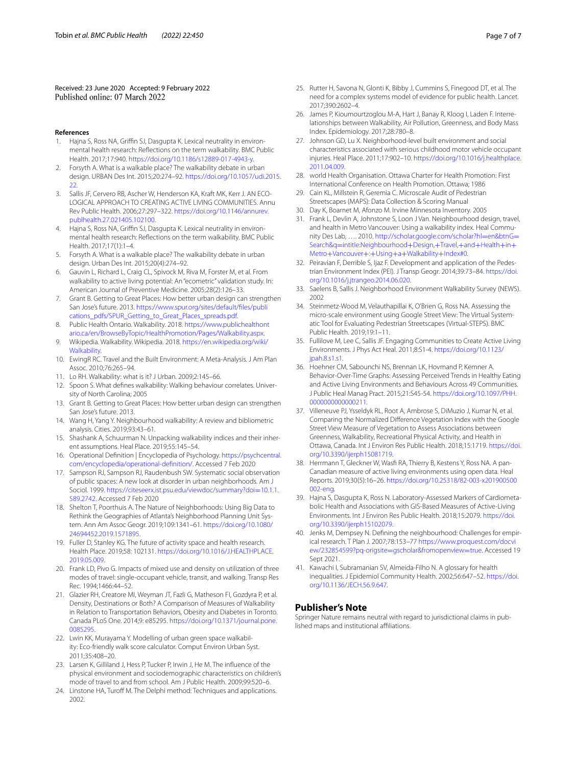Received: 23 June 2020 Accepted: 9 February 2022
Published online: 07 March 2022

### References

1. Hajna S, Ross NA, Griffin SJ, Dasgupta K. Lexical neutrality in environmental health research: Reflections on the term walkability. BMC Public Health. 2017;17:940. https://doi.org/10.1186/s12889-017-4943-y.
2. Forsyth A. What is a walkable place? The walkability debate in urban design. URBAN Des Int. 2015;20:274–92. https://doi.org/10.1057/udi.2015.22.
3. Sallis JF, Cervero RB, Ascher W, Henderson KA, Kraft MK, Kerr J. AN ECOLOGICAL APPROACH TO CREATING ACTIVE LIVING COMMUNITIES. Annu Rev Public Health. 2006;27:297–322. https://doi.org/10.1146/annurev.publhealth.27.021405.102100.
4. Hajna S, Ross NA, Griffin SJ, Dasgupta K. Lexical neutrality in environmental health research: Reflections on the term walkability. BMC Public Health. 2017;17(1):1–4.
5. Forsyth A. What is a walkable place? The walkability debate in urban design. Urban Des Int. 2015;20(4):274–92.
6. Gauvin L, Richard L, Craig CL, Spivock M, Riva M, Forster M, et al. From walkability to active living potential: An "ecometric" validation study. In: American Journal of Preventive Medicine. 2005;28(2):126–33.
7. Grant B. Getting to Great Places: How better urban design can strengthen San Jose's future. 2013. https://www.spur.org/sites/default/files/publications_pdfs/SPUR_Getting_to_Great_Places_spreads.pdf.
8. Public Health Ontario. Walkability. 2018. https://www.publichealthontario.ca/en/BrowseByTopic/HealthPromotion/Pages/Walkability.aspx.
9. Wikipedia. Walkability. Wikipedia. 2018. https://en.wikipedia.org/wiki/Walkability.
10. EwingR RC. Travel and the Built Environment: A Meta-Analysis. J Am Plan Assoc. 2010;76:265–94.
11. Lo RH. Walkability: what is it? J Urban. 2009;2:145–66.
12. Spoon S. What defines walkability: Walking behaviour correlates. University of North Carolina; 2005
13. Grant B. Getting to Great Places: How better urban design can strengthen San Jose's future. 2013.
14. Wang H, Yang Y. Neighbourhood walkability: A review and bibliometric analysis. Cities. 2019;93:43–61.
15. Shashank A, Schuurman N. Unpacking walkability indices and their inherent assumptions. Heal Place. 2019;55:145–54.
16. Operational Definition | Encyclopedia of Psychology. https://psychcentral.com/encyclopedia/operational-definition/. Accessed 7 Feb 2020
17. Sampson RJ, Sampson RJ, Raudenbush SW. Systematic social observation of public spaces: A new look at disorder in urban neighborhoods. Am J Sociol. 1999. https://citeseerx.ist.psu.edu/viewdoc/summary?doi=10.1.1.589.2742. Accessed 7 Feb 2020
18. Shelton T, Poorthuis A. The Nature of Neighborhoods: Using Big Data to Rethink the Geographies of Atlanta's Neighborhood Planning Unit System. Ann Am Assoc Geogr. 2019;109:1341–61. https://doi.org/10.1080/24694452.2019.1571895.
19. Fuller D, Stanley KG. The future of activity space and health research. Health Place. 2019;58: 102131. https://doi.org/10.1016/J.HEALTHPLACE.2019.05.009.
20. Frank LD, Pivo G. Impacts of mixed use and density on utilization of three modes of travel: single-occupant vehicle, transit, and walking. Transp Res Rec. 1994;1466:44–52.
21. Glazier RH, Creatore MI, Weyman JT, Fazli G, Matheson FI, Gozdyra P, et al. Density, Destinations or Both? A Comparison of Measures of Walkability in Relation to Transportation Behaviors, Obesity and Diabetes in Toronto. Canada PLoS One. 2014;9: e85295. https://doi.org/10.1371/journal.pone.0085295.
22. Lwin KK, Murayama Y. Modelling of urban green space walkability: Eco-friendly walk score calculator. Comput Environ Urban Syst. 2011;35:408–20.
23. Larsen K, Gilliland J, Hess P, Tucker P, Irwin J, He M. The influence of the physical environment and sociodemographic characteristics on children's mode of travel to and from school. Am J Public Health. 2009;99:520–6.
24. Linstone HA, Turoff M. The Delphi method: Techniques and applications. 2002.
25. Rutter H, Savona N, Glonti K, Bibby J, Cummins S, Finegood DT, et al. The need for a complex systems model of evidence for public health. Lancet. 2017;390:2602–4.
26. James P, Kioumourtzoglou M-A, Hart J, Banay R, Kloog I, Laden F. Interrelationships between Walkability, Air Pollution, Greenness, and Body Mass Index. Epidemiology. 2017;28:780–8.
27. Johnson GD, Lu X. Neighborhood-level built environment and social characteristics associated with serious childhood motor vehicle occupant injuries. Heal Place. 2011;17:902–10. https://doi.org/10.1016/j.healthplace.2011.04.009.
28. world Health Organisation. Ottawa Charter for Health Promotion: First International Conference on Health Promotion. Ottawa; 1986
29. Cain KL, Millstein R, Geremia C. Microscale Audit of Pedestrian Streetscapes (MAPS): Data Collection & Scoring Manual
30. Day K, Boarnet M, Afonzo M. Irvine Minnesota Inventory. 2005
31. Frank L, Devlin A, Johnstone S, Loon J Van. Neighbourhood design, travel, and health in Metro Vancouver: Using a walkability index. Heal Community Des Lab, …. 2010. http://scholar.google.com/scholar?hl=en&btnG=Search&q=intitle:Neighbourhood+Design,+Travel,+and+Health+in+Metro+Vancouver+:+Using+a+Walkability+Index#0.
32. Peiravian F, Derrible S, Ijaz F. Development and application of the Pedestrian Environment Index (PEI). J Transp Geogr. 2014;39:73–84. https://doi.org/10.1016/j.jtrangeo.2014.06.020.
33. Saelens B, Sallis J. Neighborhood Environment Walkability Survey (NEWS). 2002
34. Steinmetz-Wood M, Velauthapillai K, O'Brien G, Ross NA. Assessing the micro-scale environment using Google Street View: The Virtual Systematic Tool for Evaluating Pedestrian Streetscapes (Virtual-STEPS). BMC Public Health. 2019;19:1–11.
35. Fullilove M, Lee C, Sallis JF. Engaging Communities to Create Active Living Environments. J Phys Act Heal. 2011;8:S1-4. https://doi.org/10.1123/jpah.8.s1.s1.
36. Hoehner CM, Sabounchi NS, Brennan LK, Hovmand P, Kemner A. Behavior-Over-Time Graphs: Assessing Perceived Trends in Healthy Eating and Active Living Environments and Behaviours Across 49 Communities. J Public Heal Manag Pract. 2015;21:S45-54. https://doi.org/10.1097/PHH.0000000000000211.
37. Villeneuve PJ, Ysseldyk RL, Root A, Ambrose S, DiMuzio J, Kumar N, et al. Comparing the Normalized Difference Vegetation Index with the Google Street View Measure of Vegetation to Assess Associations between Greenness, Walkability, Recreational Physical Activity, and Health in Ottawa, Canada. Int J Environ Res Public Health. 2018;15:1719. https://doi.org/10.3390/ijerph15081719.
38. Herrmann T, Gleckner W, Wasfi RA, Thierry B, Kestens Y, Ross NA. A pan-Canadian measure of active living environments using open data. Heal Reports. 2019;30(5):16–26. https://doi.org/10.25318/82-003-x201900500002-eng.
39. Hajna S, Dasgupta K, Ross N. Laboratory-Assessed Markers of Cardiometabolic Health and Associations with GIS-Based Measures of Active-Living Environments. Int J Environ Res Public Health. 2018;15:2079. https://doi.org/10.3390/ijerph15102079.
40. Jenks M, Dempsey N. Defining the neighbourhood: Challenges for empirical research. T Plan J. 2007;78:153–77 https://www.proquest.com/docview/232854599?pq-origsite=gscholar&fromopenview=true. Accessed 19 Sept 2021.
41. Kawachi I, Subramanian SV, Almeida-Filho N. A glossary for health inequalities. J Epidemiol Community Health. 2002;56:647–52. https://doi.org/10.1136/JECH.56.9.647.

## Publisher's Note

Springer Nature remains neutral with regard to jurisdictional claims in published maps and institutional affiliations.